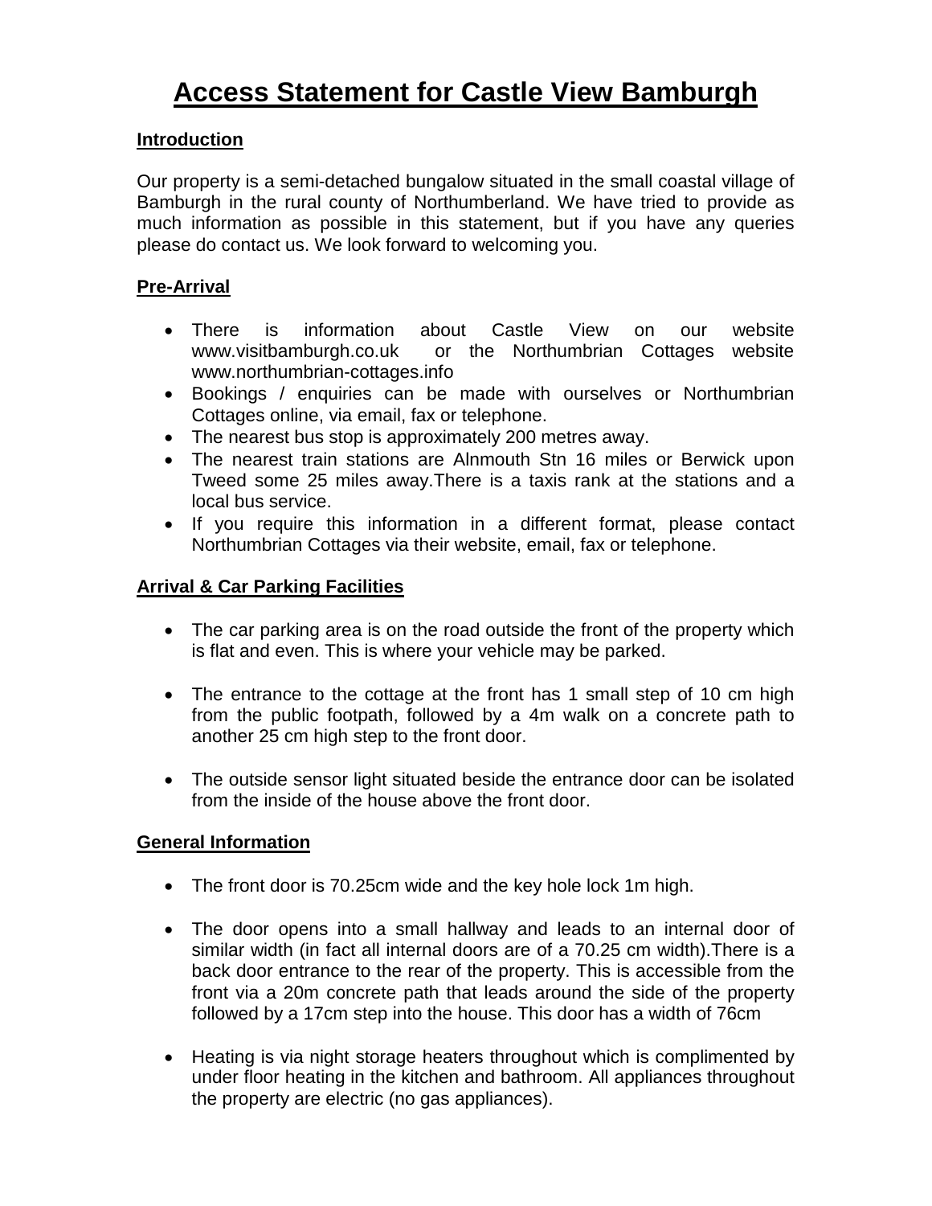# Access Statement for Castle View Bamburgh

## Introduction

Our property is a semi-detached bungalow situated in the small coastal village of Bamburgh in the rural county of Northumberland. We have tried to provide as much information as possible in this statement, but if you have any queries please do contact us. We look forward to welcoming you.

## Pre-Arrival

- There is information about Castle View on our website www.visitbamburgh.co.uk or the Northumbrian Cottages website www.northumbrian-cottages.info
- Bookings / enquiries can be made with ourselves or Northumbrian Cottages online, via email, fax or telephone.
- The nearest bus stop is approximately 200 metres away.
- The nearest train stations are Alnmouth Stn 16 miles or Berwick upon Tweed some 25 miles away.There is a taxis rank at the stations and a local bus service.
- If you require this information in a different format, please contact Northumbrian Cottages via their website, email, fax or telephone.

## Arrival & Car Parking Facilities

- The car parking area is on the road outside the front of the property which is flat and even. This is where your vehicle may be parked.
- The entrance to the cottage at the front has 1 small step of 10 cm high from the public footpath, followed by a 4m walk on a concrete path to another 25 cm high step to the front door.
- The outside sensor light situated beside the entrance door can be isolated from the inside of the house above the front door.

## General Information

- The front door is 70.25cm wide and the key hole lock 1m high.
- The door opens into a small hallway and leads to an internal door of similar width (in fact all internal doors are of a 70.25 cm width).There is a back door entrance to the rear of the property. This is accessible from the front via a 20m concrete path that leads around the side of the property followed by a 17cm step into the house. This door has a width of 76cm
- Heating is via night storage heaters throughout which is complimented by under floor heating in the kitchen and bathroom. All appliances throughout the property are electric (no gas appliances).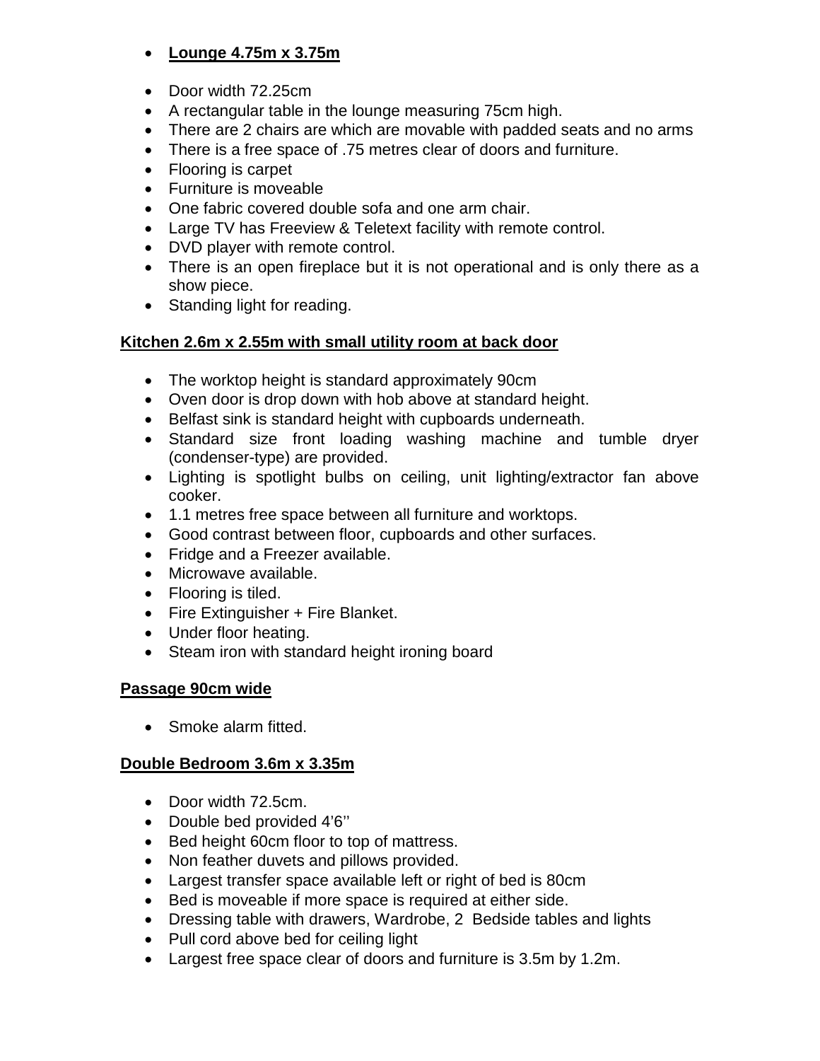- **Lounge 4.75m x 3.75m**

- Door width 72.25cm
- A rectangular table in the lounge measuring 75cm high.
- There are 2 chairs are which are movable with padded seats and no arms
- There is a free space of .75 metres clear of doors and furniture.
- Flooring is carpet
- Furniture is moveable
- One fabric covered double sofa and one arm chair.
- Large TV has Freeview & Teletext facility with remote control.
- DVD player with remote control.
- There is an open fireplace but it is not operational and is only there as a show piece.
- Standing light for reading.

**Kitchen 2.6m x 2.55m with small utility room at back door**

- The worktop height is standard approximately 90cm
- Oven door is drop down with hob above at standard height.
- Belfast sink is standard height with cupboards underneath.
- Standard size front loading washing machine and tumble dryer (condenser-type) are provided.
- Lighting is spotlight bulbs on ceiling, unit lighting/extractor fan above cooker.
- 1.1 metres free space between all furniture and worktops.
- Good contrast between floor, cupboards and other surfaces.
- Fridge and a Freezer available.
- Microwave available.
- Flooring is tiled.
- Fire Extinguisher + Fire Blanket.
- Under floor heating.
- Steam iron with standard height ironing board

**Passage 90cm wide**

- Smoke alarm fitted.

**Double Bedroom 3.6m x 3.35m**

- Door width 72.5cm.
- Double bed provided 4'6''
- Bed height 60cm floor to top of mattress.
- Non feather duvets and pillows provided.
- Largest transfer space available left or right of bed is 80cm
- Bed is moveable if more space is required at either side.
- Dressing table with drawers, Wardrobe, 2 Bedside tables and lights
- Pull cord above bed for ceiling light
- Largest free space clear of doors and furniture is 3.5m by 1.2m.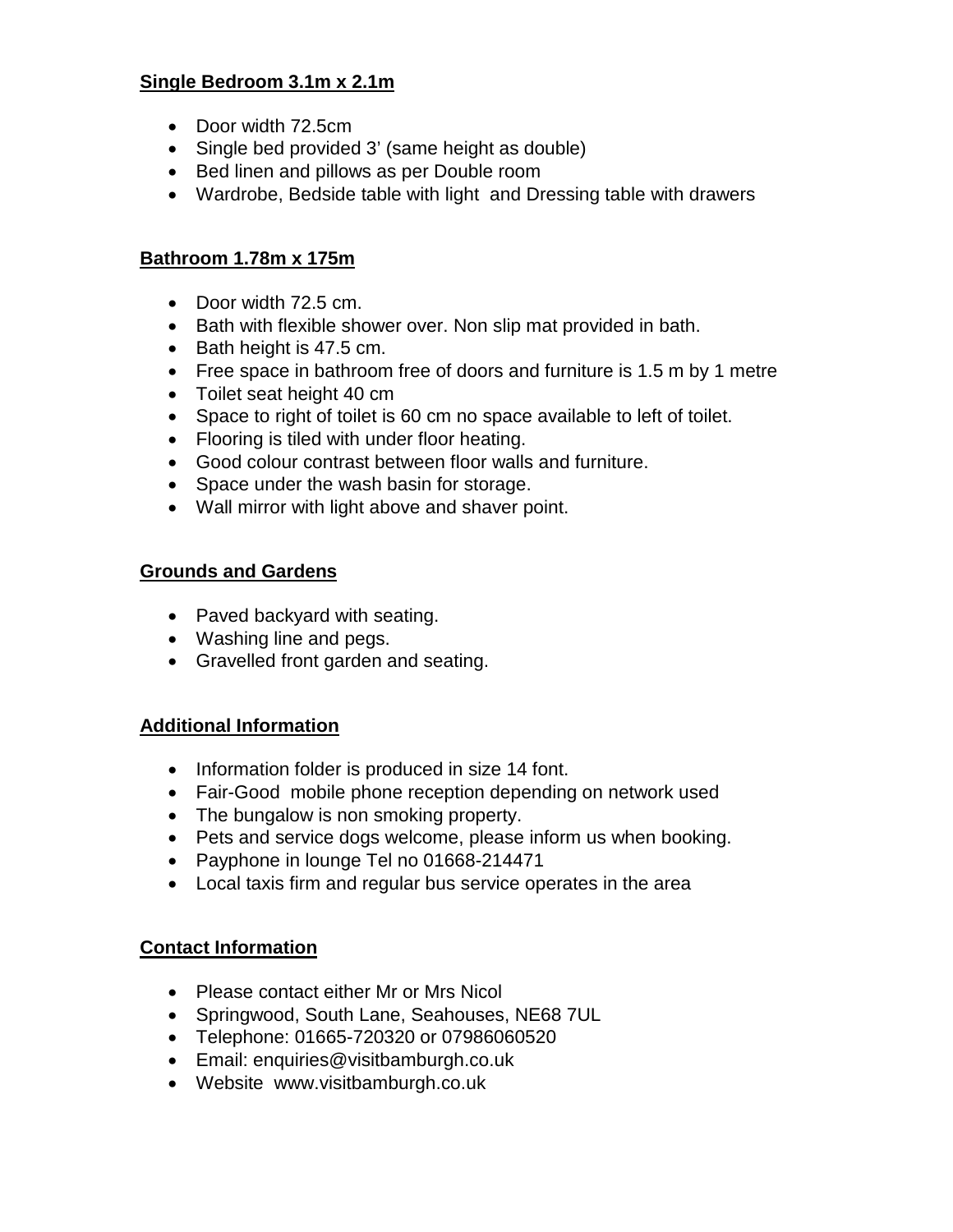**Single Bedroom 3.1m x 2.1m**

- Door width 72.5cm
- Single bed provided 3' (same height as double)
- Bed linen and pillows as per Double room
- Wardrobe, Bedside table with light and Dressing table with drawers

**Bathroom 1.78m x 175m**

- Door width 72.5 cm.
- Bath with flexible shower over. Non slip mat provided in bath.
- Bath height is 47.5 cm.
- Free space in bathroom free of doors and furniture is 1.5 m by 1 metre
- Toilet seat height 40 cm
- Space to right of toilet is 60 cm no space available to left of toilet.
- Flooring is tiled with under floor heating.
- Good colour contrast between floor walls and furniture.
- Space under the wash basin for storage.
- Wall mirror with light above and shaver point.

**Grounds and Gardens**

- Paved backyard with seating.
- Washing line and pegs.
- Gravelled front garden and seating.

**Additional Information**

- Information folder is produced in size 14 font.
- Fair-Good mobile phone reception depending on network used
- The bungalow is non smoking property.
- Pets and service dogs welcome, please inform us when booking.
- Payphone in lounge Tel no 01668-214471
- Local taxis firm and regular bus service operates in the area

**Contact Information**

- Please contact either Mr or Mrs Nicol
- Springwood, South Lane, Seahouses, NE68 7UL
- Telephone: 01665-720320 or 07986060520
- Email: enquiries@visitbamburgh.co.uk
- Website www.visitbamburgh.co.uk